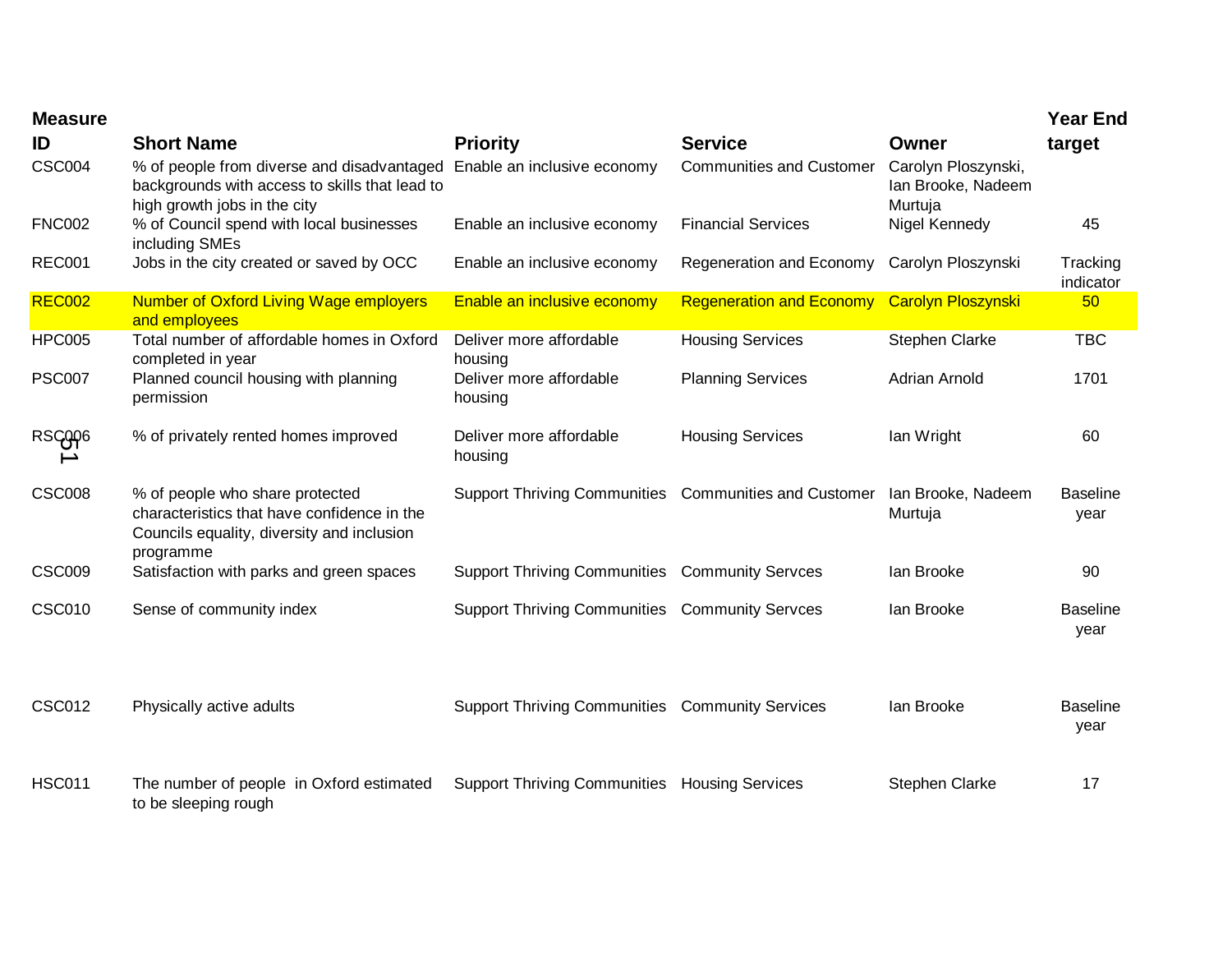| Measure ID | Short Name | Priority | Service | Owner | Year End target |
|---|---|---|---|---|---|
| CSC004 | % of people from diverse and disadvantaged backgrounds with access to skills that lead to high growth jobs in the city | Enable an inclusive economy | Communities and Customer | Carolyn Ploszynski, Ian Brooke, Nadeem Murtuja | |
| FNC002 | % of Council spend with local businesses including SMEs | Enable an inclusive economy | Financial Services | Nigel Kennedy | 45 |
| REC001 | Jobs in the city created or saved by OCC | Enable an inclusive economy | Regeneration and Economy | Carolyn Ploszynski | Tracking indicator |
| REC002 | Number of Oxford Living Wage employers and employees | Enable an inclusive economy | Regeneration and Economy | Carolyn Ploszynski | 50 |
| HPC005 | Total number of affordable homes in Oxford completed in year | Deliver more affordable housing | Housing Services | Stephen Clarke | TBC |
| PSC007 | Planned council housing with planning permission | Deliver more affordable housing | Planning Services | Adrian Arnold | 1701 |
| RSC006 | % of privately rented homes improved | Deliver more affordable housing | Housing Services | Ian Wright | 60 |
| CSC008 | % of people who share protected characteristics that have confidence in the Councils equality, diversity and inclusion programme | Support Thriving Communities | Communities and Customer | Ian Brooke, Nadeem Murtuja | Baseline year |
| CSC009 | Satisfaction with parks and green spaces | Support Thriving Communities | Community Servces | Ian Brooke | 90 |
| CSC010 | Sense of community index | Support Thriving Communities | Community Servces | Ian Brooke | Baseline year |
| CSC012 | Physically active adults | Support Thriving Communities | Community Services | Ian Brooke | Baseline year |
| HSC011 | The number of people in Oxford estimated to be sleeping rough | Support Thriving Communities | Housing Services | Stephen Clarke | 17 |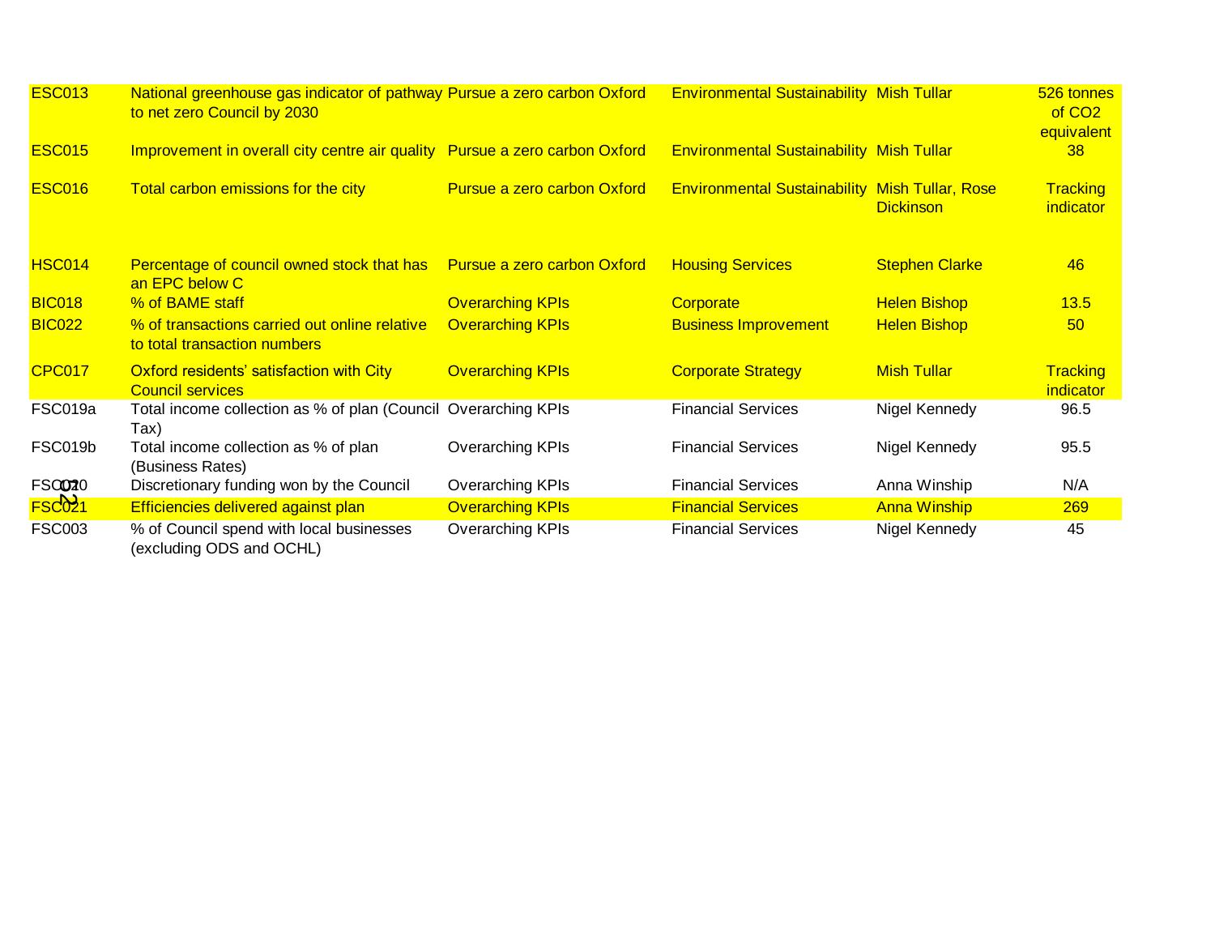| | | | | | |
|---|---|---|---|---|---|
| ESC013 | National greenhouse gas indicator of pathway to net zero Council by 2030 | Pursue a zero carbon Oxford | Environmental Sustainability | Mish Tullar | 526 tonnes of $CO_2$ equivalent |
| ESC015 | Improvement in overall city centre air quality | Pursue a zero carbon Oxford | Environmental Sustainability | Mish Tullar | 38 |
| ESC016 | Total carbon emissions for the city | Pursue a zero carbon Oxford | Environmental Sustainability | Mish Tullar, Rose Dickinson | Tracking indicator |
| HSC014 | Percentage of council owned stock that has an EPC below C | Pursue a zero carbon Oxford | Housing Services | Stephen Clarke | 46 |
| BIC018 | % of BAME staff | Overarching KPIs | Corporate | Helen Bishop | 13.5 |
| BIC022 | % of transactions carried out online relative to total transaction numbers | Overarching KPIs | Business Improvement | Helen Bishop | 50 |
| CPC017 | Oxford residents' satisfaction with City Council services | Overarching KPIs | Corporate Strategy | Mish Tullar | Tracking indicator |
| FSC019a | Total income collection as % of plan (Council Tax) | Overarching KPIs | Financial Services | Nigel Kennedy | 96.5 |
| FSC019b | Total income collection as % of plan (Business Rates) | Overarching KPIs | Financial Services | Nigel Kennedy | 95.5 |
| FSC020 | Discretionary funding won by the Council | Overarching KPIs | Financial Services | Anna Winship | N/A |
| FSC021 | Efficiencies delivered against plan | Overarching KPIs | Financial Services | Anna Winship | 269 |
| FSC003 | % of Council spend with local businesses (excluding ODS and OCHL) | Overarching KPIs | Financial Services | Nigel Kennedy | 45 |